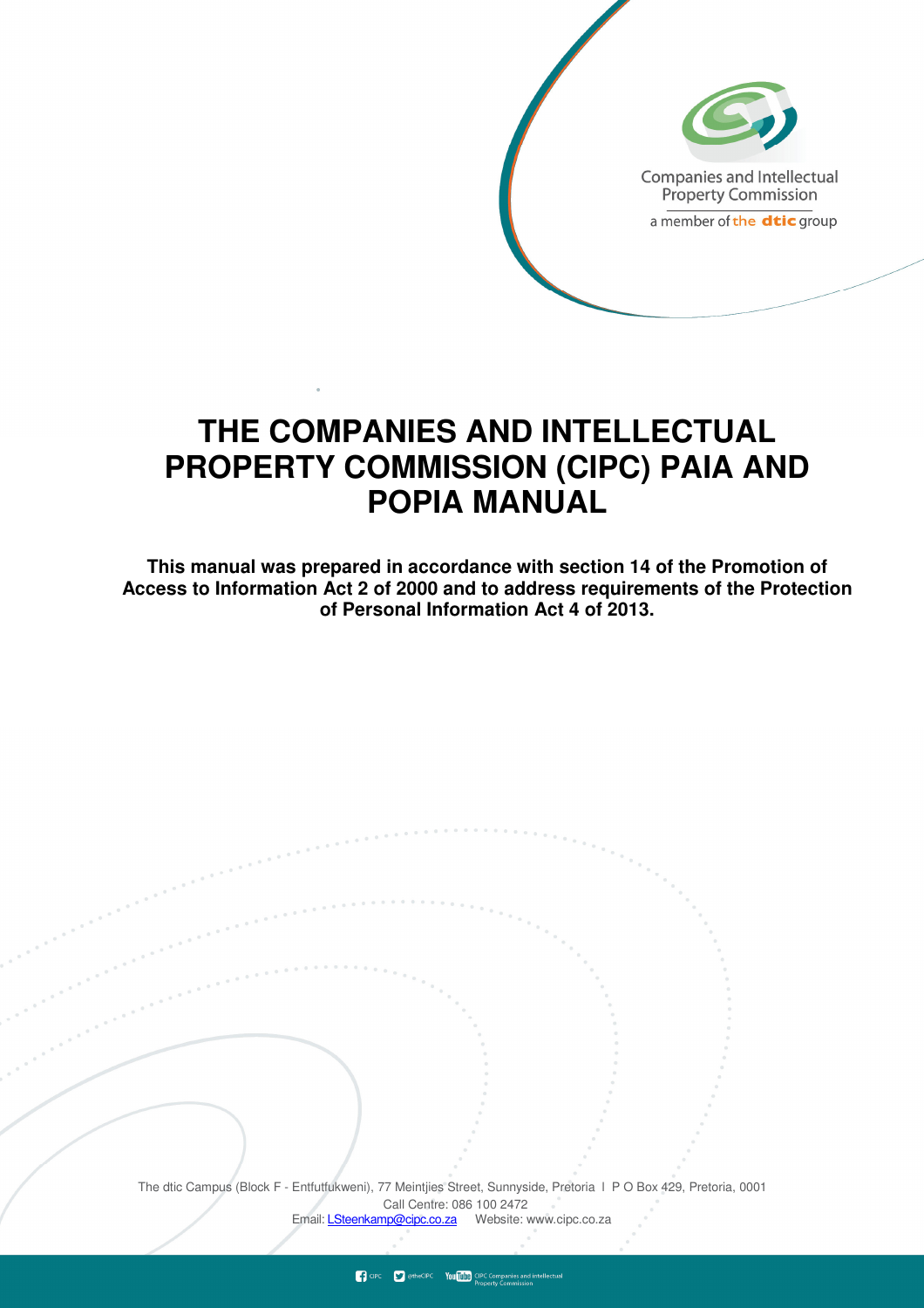# THE COMPANIES AND INTELLECTUAL PROPERTY COMMISSION (CIPC) PAIA AND POPIA MANUAL

**This manual was prepared in accordance with section 14 of the Promotion of Access to Information Act 2 of 2000 and to address requirements of the Protection of Personal Information Act 4 of 2013.**

The dtic Campus (Block F - Entfutfukweni), 77 Meintjies Street, Sunnyside, Pretoria I P O Box 429, Pretoria, 0001
Call Centre: 086 100 2472
Email: LSteenkamp@cipc.co.za Website: www.cipc.co.za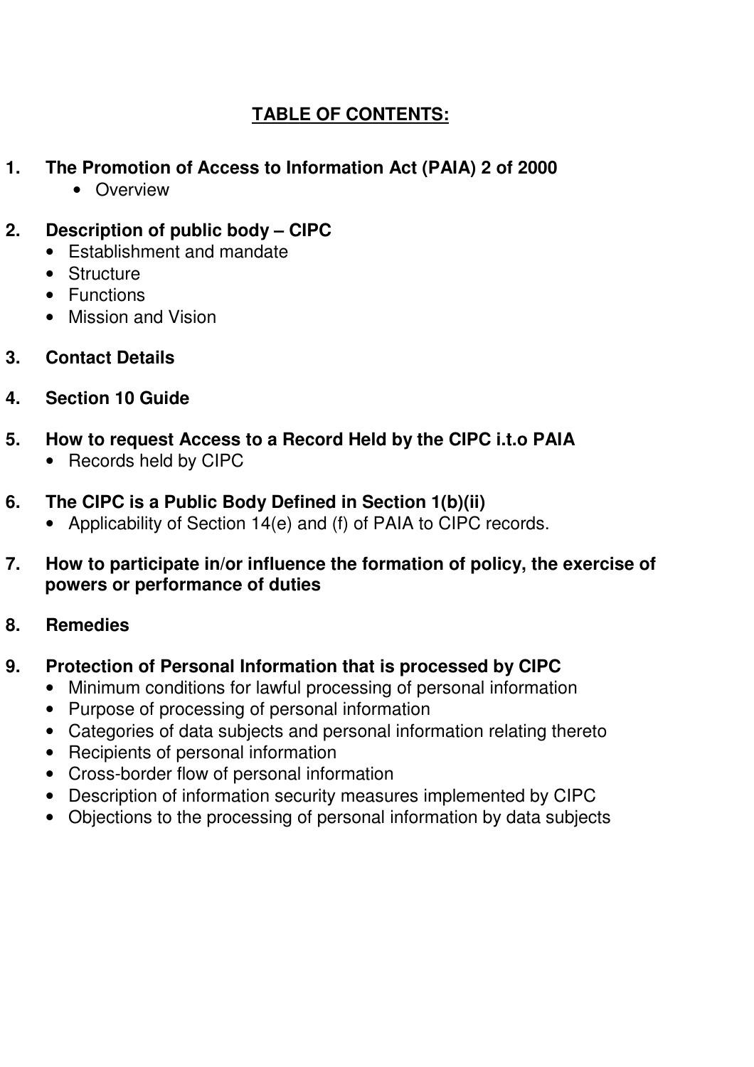# TABLE OF CONTENTS:

**1. The Promotion of Access to Information Act (PAIA) 2 of 2000**

- Overview

**2. Description of public body – CIPC**

- Establishment and mandate
- Structure
- Functions
- Mission and Vision

**3. Contact Details**

**4. Section 10 Guide**

**5. How to request Access to a Record Held by the CIPC i.t.o PAIA**

- Records held by CIPC

**6. The CIPC is a Public Body Defined in Section 1(b)(ii)**

- Applicability of Section 14(e) and (f) of PAIA to CIPC records.

**7. How to participate in/or influence the formation of policy, the exercise of powers or performance of duties**

**8. Remedies**

**9. Protection of Personal Information that is processed by CIPC**

- Minimum conditions for lawful processing of personal information
- Purpose of processing of personal information
- Categories of data subjects and personal information relating thereto
- Recipients of personal information
- Cross-border flow of personal information
- Description of information security measures implemented by CIPC
- Objections to the processing of personal information by data subjects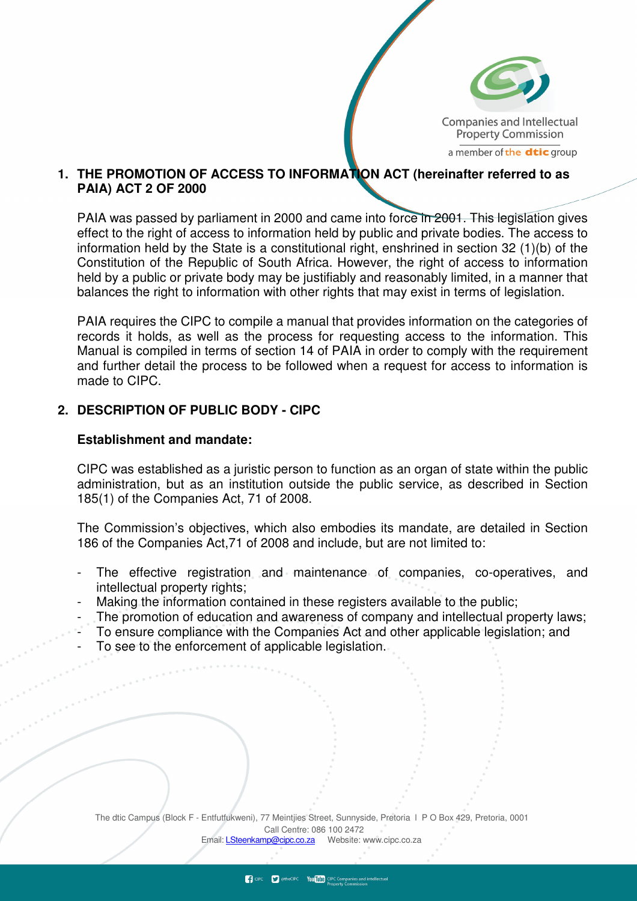## 1. THE PROMOTION OF ACCESS TO INFORMATION ACT (hereinafter referred to as PAIA) ACT 2 OF 2000

PAIA was passed by parliament in 2000 and came into force in 2001. This legislation gives effect to the right of access to information held by public and private bodies. The access to information held by the State is a constitutional right, enshrined in section 32 (1)(b) of the Constitution of the Republic of South Africa. However, the right of access to information held by a public or private body may be justifiably and reasonably limited, in a manner that balances the right to information with other rights that may exist in terms of legislation.

PAIA requires the CIPC to compile a manual that provides information on the categories of records it holds, as well as the process for requesting access to the information. This Manual is compiled in terms of section 14 of PAIA in order to comply with the requirement and further detail the process to be followed when a request for access to information is made to CIPC.

## 2. DESCRIPTION OF PUBLIC BODY - CIPC

**Establishment and mandate:**

CIPC was established as a juristic person to function as an organ of state within the public administration, but as an institution outside the public service, as described in Section 185(1) of the Companies Act, 71 of 2008.

The Commission's objectives, which also embodies its mandate, are detailed in Section 186 of the Companies Act,71 of 2008 and include, but are not limited to:

- The effective registration and maintenance of companies, co-operatives, and intellectual property rights;
- Making the information contained in these registers available to the public;
- The promotion of education and awareness of company and intellectual property laws;
- To ensure compliance with the Companies Act and other applicable legislation; and
- To see to the enforcement of applicable legislation.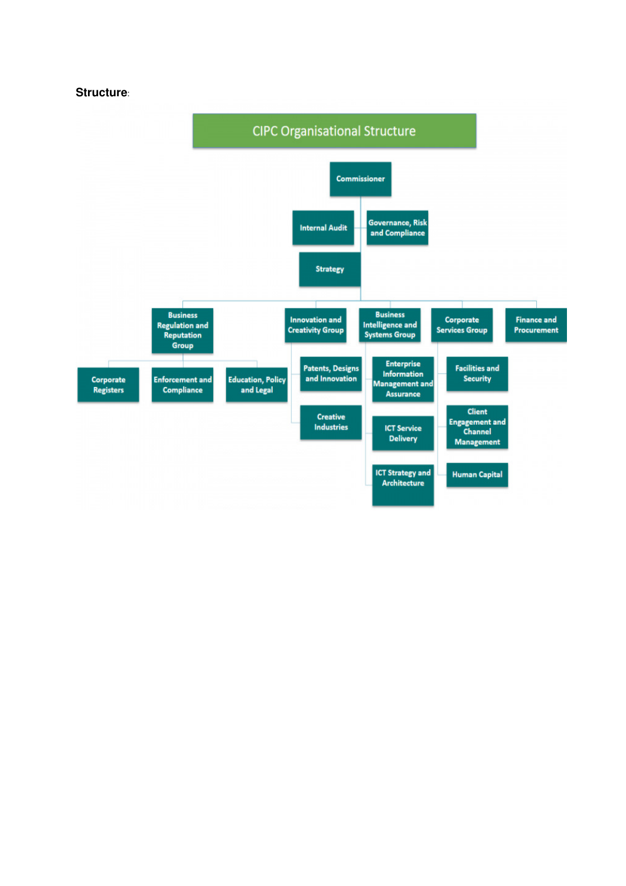**Structure**:

# CIPC Organisational Structure

- **Commissioner**
  - Internal Audit
  - Governance, Risk and Compliance
  - Strategy
  - **Business Regulation and Reputation Group**
    - Corporate Registers
    - Enforcement and Compliance
    - Education, Policy and Legal
  - **Innovation and Creativity Group**
    - Patents, Designs and Innovation
    - Creative Industries
  - **Business Intelligence and Systems Group**
    - Enterprise Information Management and Assurance
    - ICT Service Delivery
    - ICT Strategy and Architecture
  - **Corporate Services Group**
    - Facilities and Security
    - Client Engagement and Channel Management
    - Human Capital
  - **Finance and Procurement**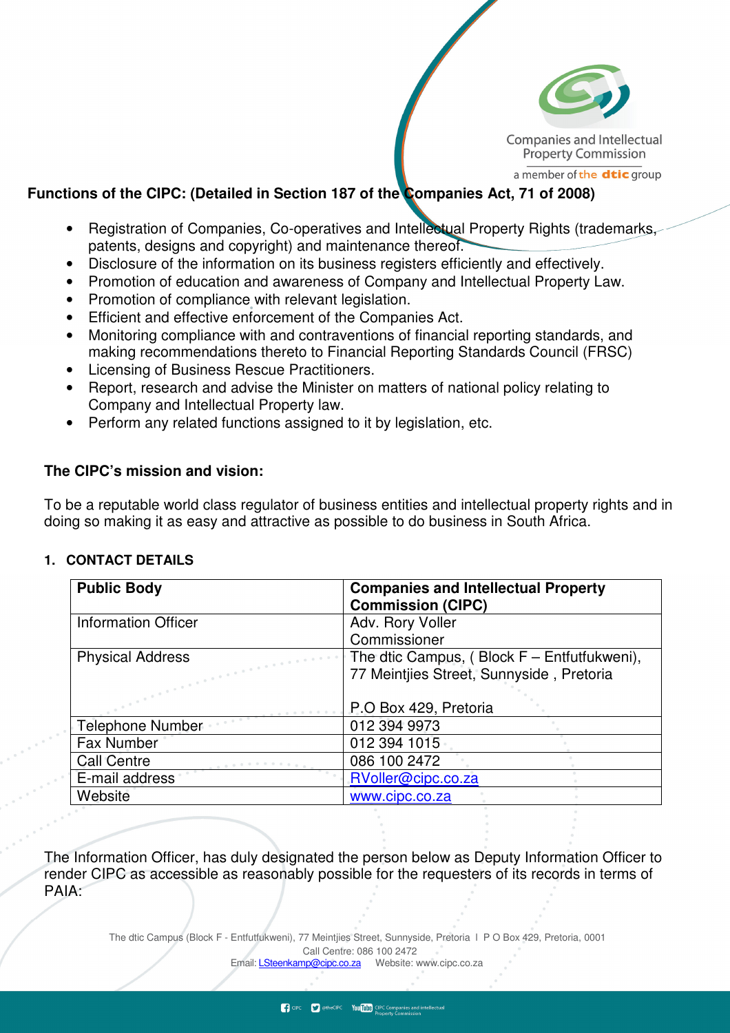**Functions of the CIPC: (Detailed in Section 187 of the Companies Act, 71 of 2008)**

- Registration of Companies, Co-operatives and Intellectual Property Rights (trademarks, patents, designs and copyright) and maintenance thereof.
- Disclosure of the information on its business registers efficiently and effectively.
- Promotion of education and awareness of Company and Intellectual Property Law.
- Promotion of compliance with relevant legislation.
- Efficient and effective enforcement of the Companies Act.
- Monitoring compliance with and contraventions of financial reporting standards, and making recommendations thereto to Financial Reporting Standards Council (FRSC)
- Licensing of Business Rescue Practitioners.
- Report, research and advise the Minister on matters of national policy relating to Company and Intellectual Property law.
- Perform any related functions assigned to it by legislation, etc.

**The CIPC's mission and vision:**

To be a reputable world class regulator of business entities and intellectual property rights and in doing so making it as easy and attractive as possible to do business in South Africa.

**1. CONTACT DETAILS**

| **Public Body** | **Companies and Intellectual Property Commission (CIPC)** |
|---|---|
| Information Officer | Adv. Rory Voller<br>Commissioner |
| Physical Address | The dtic Campus, ( Block F – Entfutfukweni), 77 Meintjies Street, Sunnyside , Pretoria<br><br>P.O Box 429, Pretoria |
| Telephone Number | 012 394 9973 |
| Fax Number | 012 394 1015 |
| Call Centre | 086 100 2472 |
| E-mail address | RVoller@cipc.co.za |
| Website | www.cipc.co.za |

The Information Officer, has duly designated the person below as Deputy Information Officer to render CIPC as accessible as reasonably possible for the requesters of its records in terms of PAIA: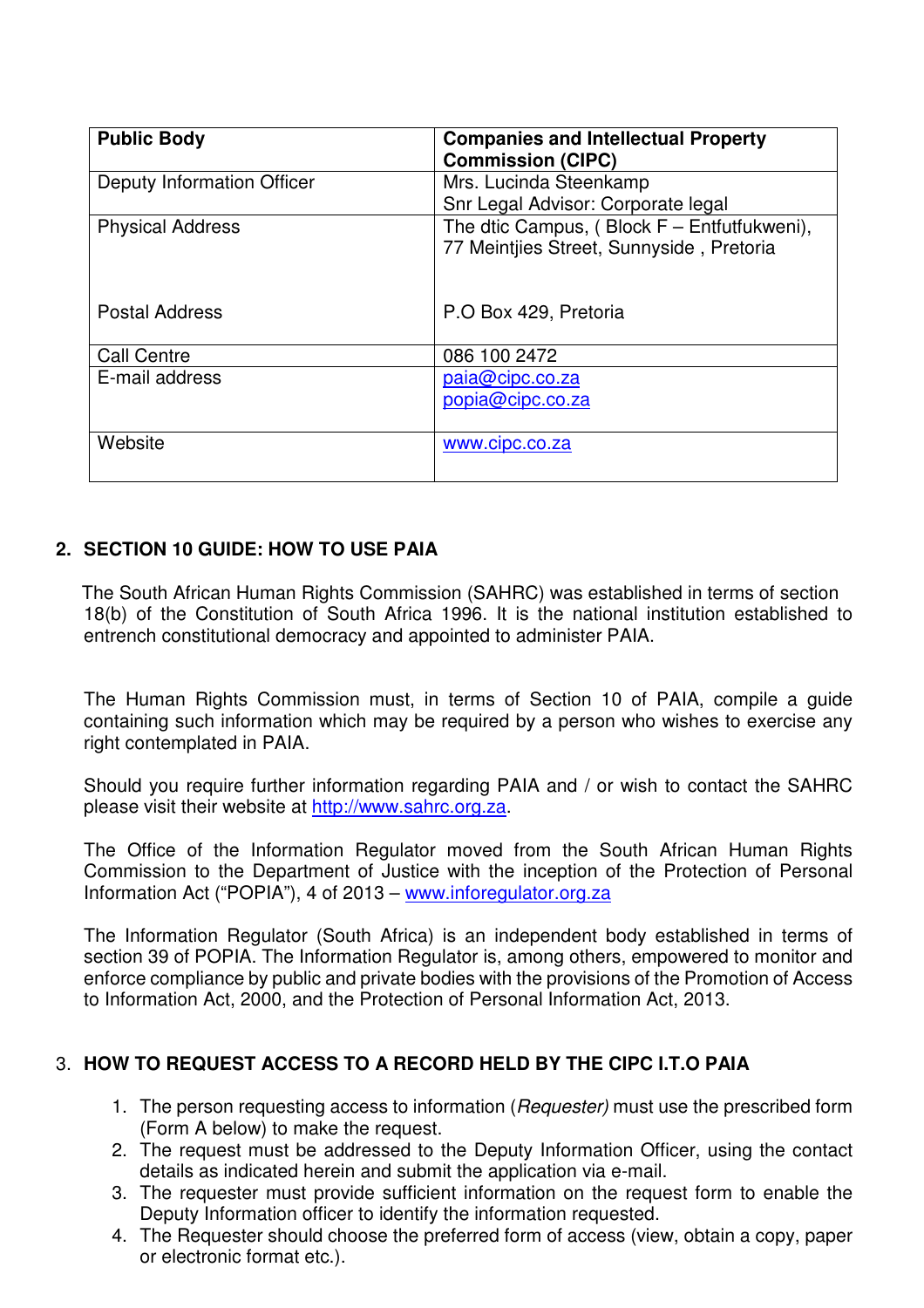| **Public Body** | **Companies and Intellectual Property Commission (CIPC)** |
| --- | --- |
| Deputy Information Officer | Mrs. Lucinda Steenkamp<br>Snr Legal Advisor: Corporate legal |
| Physical Address<br><br><br>Postal Address | The dtic Campus, ( Block F – Entfutfukweni), 77 Meintjies Street, Sunnyside , Pretoria<br><br><br>P.O Box 429, Pretoria |
| Call Centre | 086 100 2472 |
| E-mail address | paia@cipc.co.za<br>popia@cipc.co.za |
| Website | www.cipc.co.za |

## 2. SECTION 10 GUIDE: HOW TO USE PAIA

The South African Human Rights Commission (SAHRC) was established in terms of section 18(b) of the Constitution of South Africa 1996. It is the national institution established to entrench constitutional democracy and appointed to administer PAIA.

The Human Rights Commission must, in terms of Section 10 of PAIA, compile a guide containing such information which may be required by a person who wishes to exercise any right contemplated in PAIA.

Should you require further information regarding PAIA and / or wish to contact the SAHRC please visit their website at http://www.sahrc.org.za.

The Office of the Information Regulator moved from the South African Human Rights Commission to the Department of Justice with the inception of the Protection of Personal Information Act ("POPIA"), 4 of 2013 – www.inforegulator.org.za

The Information Regulator (South Africa) is an independent body established in terms of section 39 of POPIA. The Information Regulator is, among others, empowered to monitor and enforce compliance by public and private bodies with the provisions of the Promotion of Access to Information Act, 2000, and the Protection of Personal Information Act, 2013.

## 3. HOW TO REQUEST ACCESS TO A RECORD HELD BY THE CIPC I.T.O PAIA

1. The person requesting access to information (*Requester)* must use the prescribed form (Form A below) to make the request.
2. The request must be addressed to the Deputy Information Officer, using the contact details as indicated herein and submit the application via e-mail.
3. The requester must provide sufficient information on the request form to enable the Deputy Information officer to identify the information requested.
4. The Requester should choose the preferred form of access (view, obtain a copy, paper or electronic format etc.).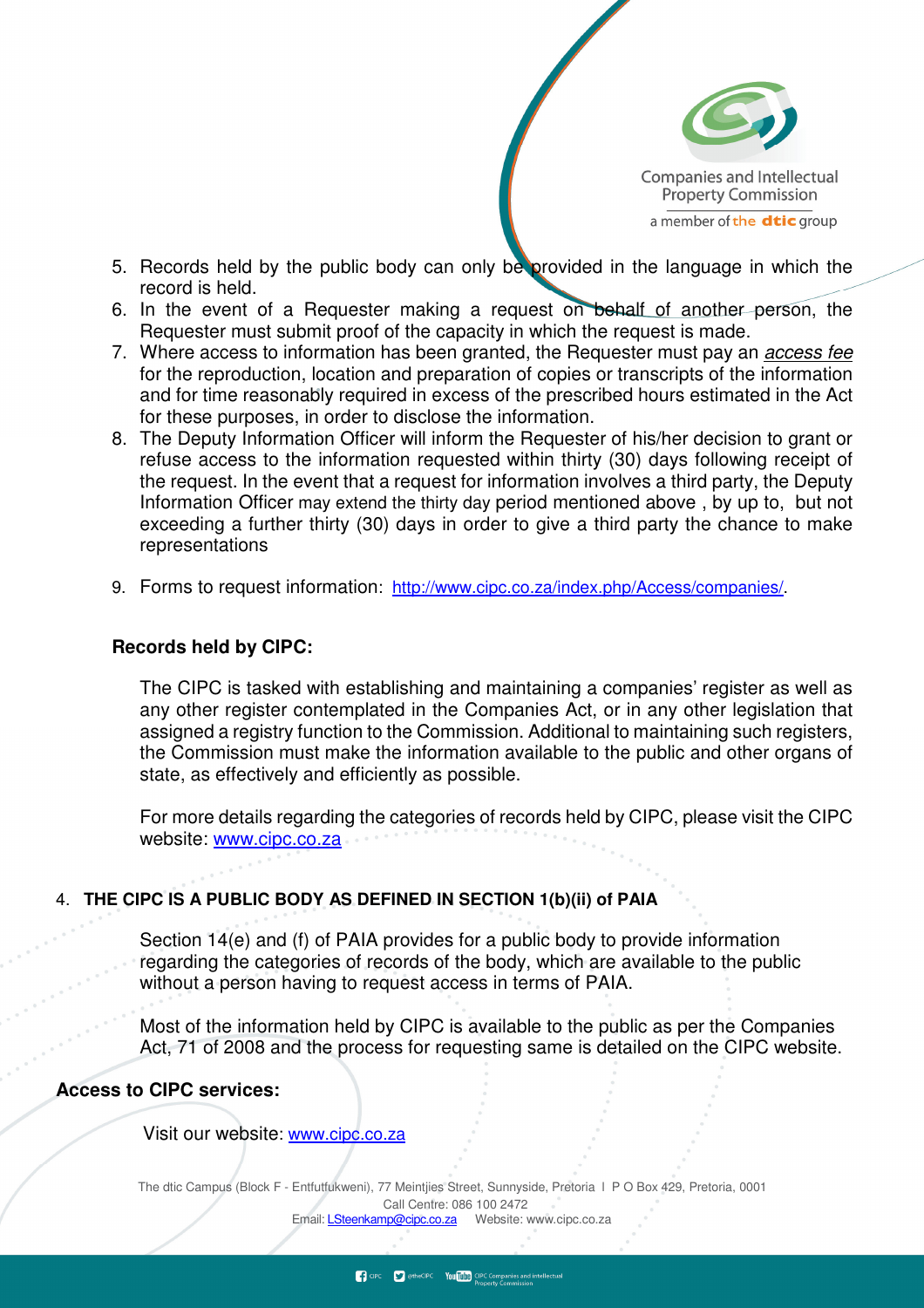5. Records held by the public body can only be provided in the language in which the record is held.
6. In the event of a Requester making a request on behalf of another person, the Requester must submit proof of the capacity in which the request is made.
7. Where access to information has been granted, the Requester must pay an *access fee* for the reproduction, location and preparation of copies or transcripts of the information and for time reasonably required in excess of the prescribed hours estimated in the Act for these purposes, in order to disclose the information.
8. The Deputy Information Officer will inform the Requester of his/her decision to grant or refuse access to the information requested within thirty (30) days following receipt of the request. In the event that a request for information involves a third party, the Deputy Information Officer may extend the thirty day period mentioned above , by up to, but not exceeding a further thirty (30) days in order to give a third party the chance to make representations
9. Forms to request information: [http://www.cipc.co.za/index.php/Access/companies/](http://www.cipc.co.za/index.php/Access/companies/).

**Records held by CIPC:**

The CIPC is tasked with establishing and maintaining a companies' register as well as any other register contemplated in the Companies Act, or in any other legislation that assigned a registry function to the Commission. Additional to maintaining such registers, the Commission must make the information available to the public and other organs of state, as effectively and efficiently as possible.

For more details regarding the categories of records held by CIPC, please visit the CIPC website: [www.cipc.co.za](http://www.cipc.co.za)

4. **THE CIPC IS A PUBLIC BODY AS DEFINED IN SECTION 1(b)(ii) of PAIA**

Section 14(e) and (f) of PAIA provides for a public body to provide information regarding the categories of records of the body, which are available to the public without a person having to request access in terms of PAIA.

Most of the information held by CIPC is available to the public as per the Companies Act, 71 of 2008 and the process for requesting same is detailed on the CIPC website.

**Access to CIPC services:**

Visit our website: [www.cipc.co.za](http://www.cipc.co.za)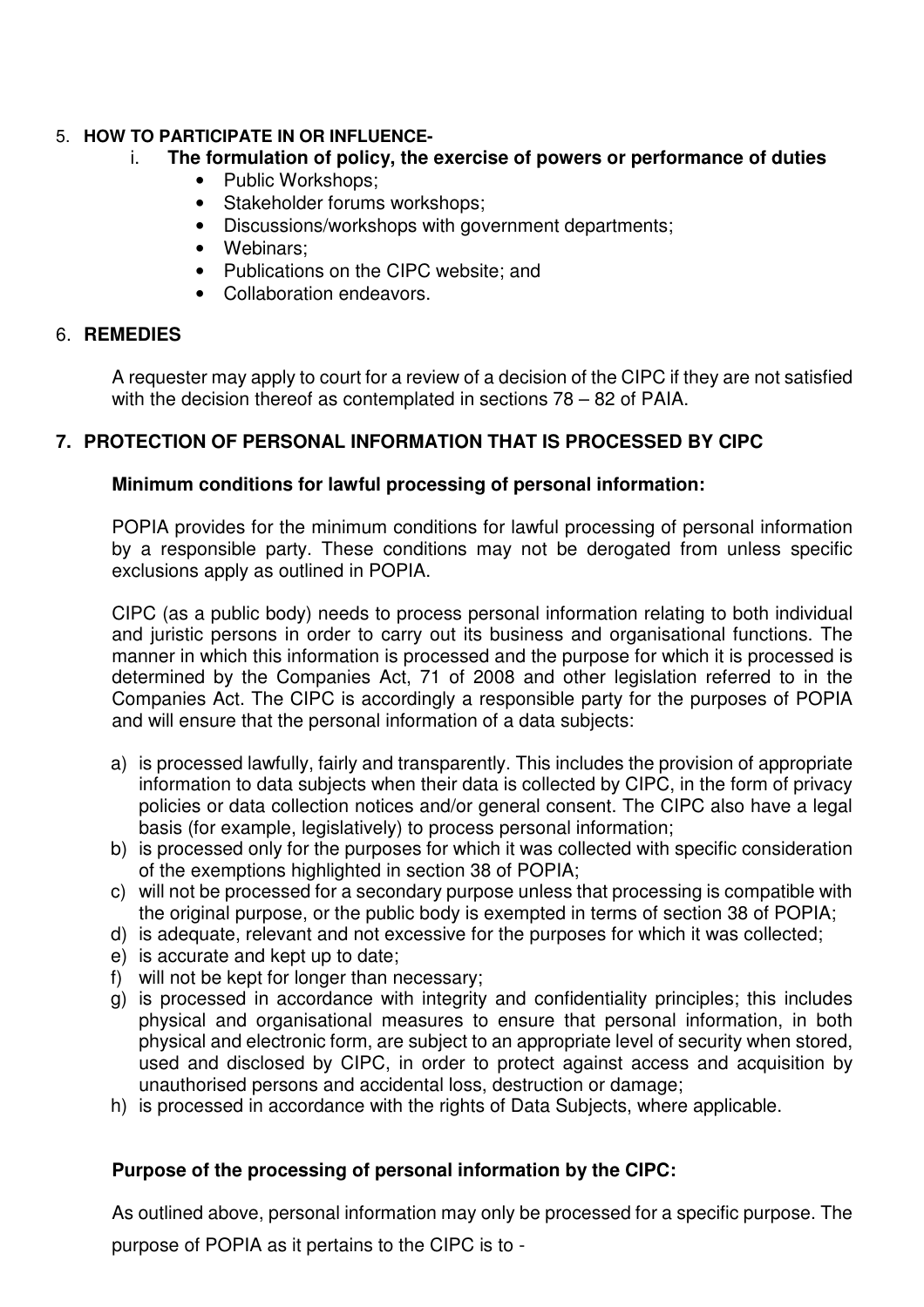5. **HOW TO PARTICIPATE IN OR INFLUENCE-**

   i. **The formulation of policy, the exercise of powers or performance of duties**

   - Public Workshops;
   - Stakeholder forums workshops;
   - Discussions/workshops with government departments;
   - Webinars;
   - Publications on the CIPC website; and
   - Collaboration endeavors.

6. **REMEDIES**

A requester may apply to court for a review of a decision of the CIPC if they are not satisfied with the decision thereof as contemplated in sections 78 – 82 of PAIA.

## 7. PROTECTION OF PERSONAL INFORMATION THAT IS PROCESSED BY CIPC

**Minimum conditions for lawful processing of personal information:**

POPIA provides for the minimum conditions for lawful processing of personal information by a responsible party. These conditions may not be derogated from unless specific exclusions apply as outlined in POPIA.

CIPC (as a public body) needs to process personal information relating to both individual and juristic persons in order to carry out its business and organisational functions. The manner in which this information is processed and the purpose for which it is processed is determined by the Companies Act, 71 of 2008 and other legislation referred to in the Companies Act. The CIPC is accordingly a responsible party for the purposes of POPIA and will ensure that the personal information of a data subjects:

a) is processed lawfully, fairly and transparently. This includes the provision of appropriate information to data subjects when their data is collected by CIPC, in the form of privacy policies or data collection notices and/or general consent. The CIPC also have a legal basis (for example, legislatively) to process personal information;
b) is processed only for the purposes for which it was collected with specific consideration of the exemptions highlighted in section 38 of POPIA;
c) will not be processed for a secondary purpose unless that processing is compatible with the original purpose, or the public body is exempted in terms of section 38 of POPIA;
d) is adequate, relevant and not excessive for the purposes for which it was collected;
e) is accurate and kept up to date;
f) will not be kept for longer than necessary;
g) is processed in accordance with integrity and confidentiality principles; this includes physical and organisational measures to ensure that personal information, in both physical and electronic form, are subject to an appropriate level of security when stored, used and disclosed by CIPC, in order to protect against access and acquisition by unauthorised persons and accidental loss, destruction or damage;
h) is processed in accordance with the rights of Data Subjects, where applicable.

**Purpose of the processing of personal information by the CIPC:**

As outlined above, personal information may only be processed for a specific purpose. The purpose of POPIA as it pertains to the CIPC is to -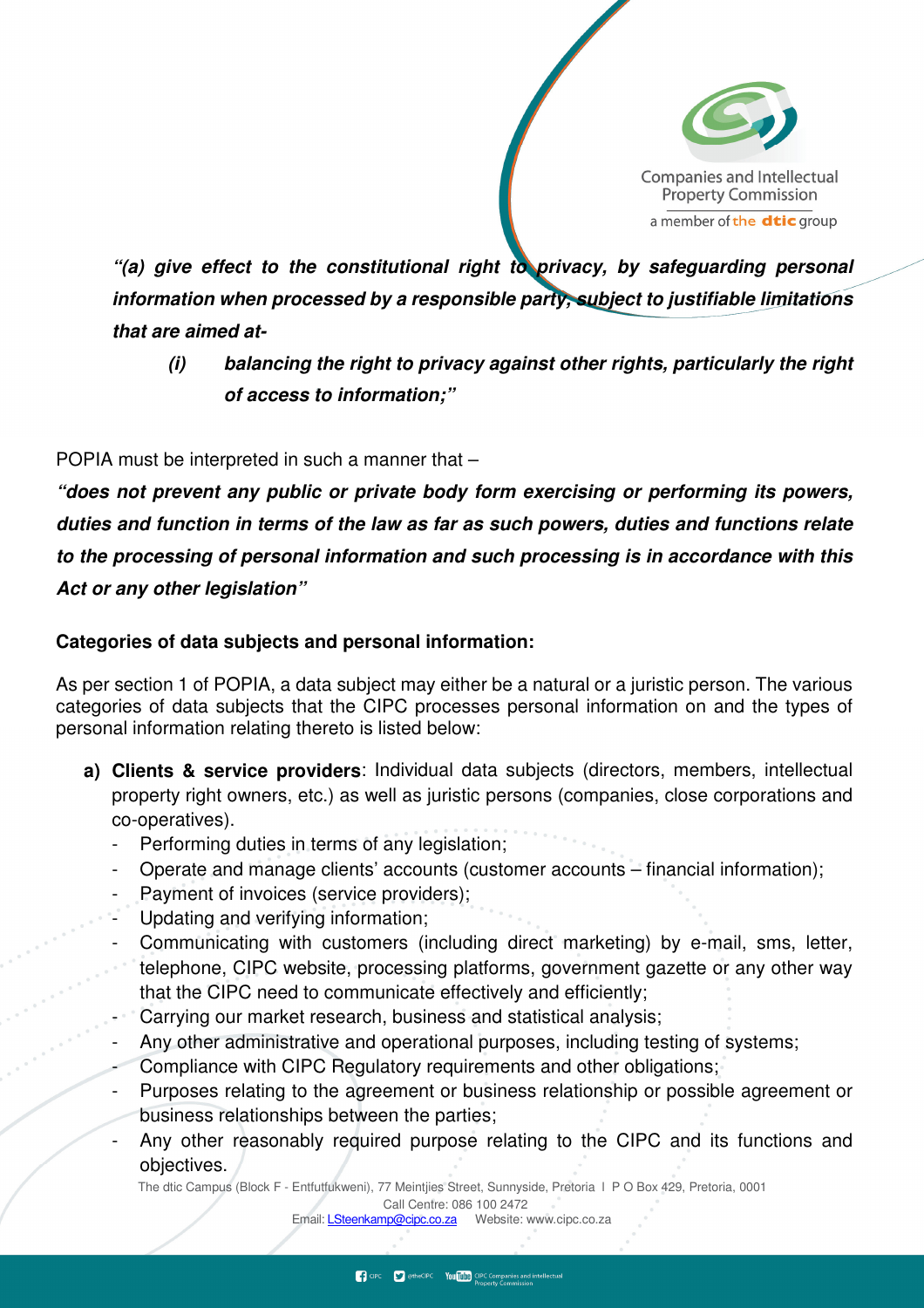***"(a) give effect to the constitutional right to privacy, by safeguarding personal information when processed by a responsible party, subject to justifiable limitations that are aimed at-***

> ***(i) balancing the right to privacy against other rights, particularly the right of access to information;"***

POPIA must be interpreted in such a manner that –

***"does not prevent any public or private body form exercising or performing its powers, duties and function in terms of the law as far as such powers, duties and functions relate to the processing of personal information and such processing is in accordance with this Act or any other legislation"***

**Categories of data subjects and personal information:**

As per section 1 of POPIA, a data subject may either be a natural or a juristic person. The various categories of data subjects that the CIPC processes personal information on and the types of personal information relating thereto is listed below:

a) **Clients & service providers**: Individual data subjects (directors, members, intellectual property right owners, etc.) as well as juristic persons (companies, close corporations and co-operatives).
   - Performing duties in terms of any legislation;
   - Operate and manage clients' accounts (customer accounts – financial information);
   - Payment of invoices (service providers);
   - Updating and verifying information;
   - Communicating with customers (including direct marketing) by e-mail, sms, letter, telephone, CIPC website, processing platforms, government gazette or any other way that the CIPC need to communicate effectively and efficiently;
   - Carrying our market research, business and statistical analysis;
   - Any other administrative and operational purposes, including testing of systems;
   - Compliance with CIPC Regulatory requirements and other obligations;
   - Purposes relating to the agreement or business relationship or possible agreement or business relationships between the parties;
   - Any other reasonably required purpose relating to the CIPC and its functions and objectives.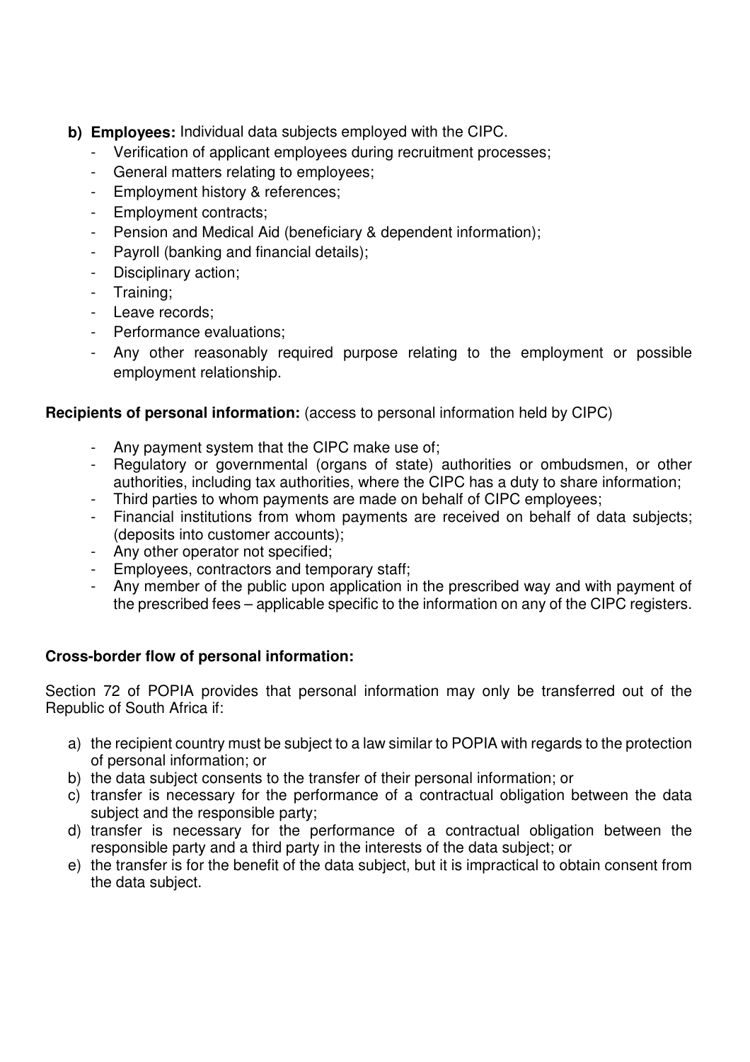b) **Employees:** Individual data subjects employed with the CIPC.
   - Verification of applicant employees during recruitment processes;
   - General matters relating to employees;
   - Employment history & references;
   - Employment contracts;
   - Pension and Medical Aid (beneficiary & dependent information);
   - Payroll (banking and financial details);
   - Disciplinary action;
   - Training;
   - Leave records;
   - Performance evaluations;
   - Any other reasonably required purpose relating to the employment or possible employment relationship.

**Recipients of personal information:** (access to personal information held by CIPC)

- Any payment system that the CIPC make use of;
- Regulatory or governmental (organs of state) authorities or ombudsmen, or other authorities, including tax authorities, where the CIPC has a duty to share information;
- Third parties to whom payments are made on behalf of CIPC employees;
- Financial institutions from whom payments are received on behalf of data subjects; (deposits into customer accounts);
- Any other operator not specified;
- Employees, contractors and temporary staff;
- Any member of the public upon application in the prescribed way and with payment of the prescribed fees – applicable specific to the information on any of the CIPC registers.

**Cross-border flow of personal information:**

Section 72 of POPIA provides that personal information may only be transferred out of the Republic of South Africa if:

a) the recipient country must be subject to a law similar to POPIA with regards to the protection of personal information; or
b) the data subject consents to the transfer of their personal information; or
c) transfer is necessary for the performance of a contractual obligation between the data subject and the responsible party;
d) transfer is necessary for the performance of a contractual obligation between the responsible party and a third party in the interests of the data subject; or
e) the transfer is for the benefit of the data subject, but it is impractical to obtain consent from the data subject.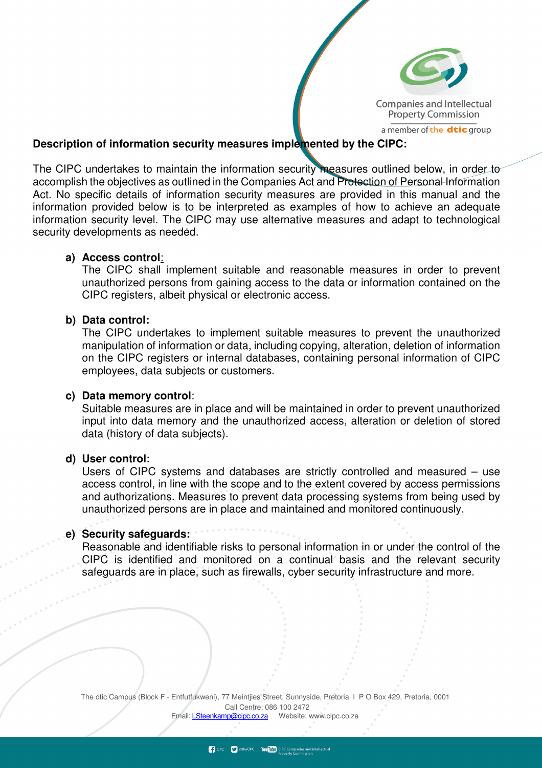**Description of information security measures implemented by the CIPC:**

The CIPC undertakes to maintain the information security measures outlined below, in order to accomplish the objectives as outlined in the Companies Act and Protection of Personal Information Act. No specific details of information security measures are provided in this manual and the information provided below is to be interpreted as examples of how to achieve an adequate information security level. The CIPC may use alternative measures and adapt to technological security developments as needed.

a) **Access control**:
The CIPC shall implement suitable and reasonable measures in order to prevent unauthorized persons from gaining access to the data or information contained on the CIPC registers, albeit physical or electronic access.

b) **Data control:**
The CIPC undertakes to implement suitable measures to prevent the unauthorized manipulation of information or data, including copying, alteration, deletion of information on the CIPC registers or internal databases, containing personal information of CIPC employees, data subjects or customers.

c) **Data memory control**:
Suitable measures are in place and will be maintained in order to prevent unauthorized input into data memory and the unauthorized access, alteration or deletion of stored data (history of data subjects).

d) **User control:**
Users of CIPC systems and databases are strictly controlled and measured – use access control, in line with the scope and to the extent covered by access permissions and authorizations. Measures to prevent data processing systems from being used by unauthorized persons are in place and maintained and monitored continuously.

e) **Security safeguards:**
Reasonable and identifiable risks to personal information in or under the control of the CIPC is identified and monitored on a continual basis and the relevant security safeguards are in place, such as firewalls, cyber security infrastructure and more.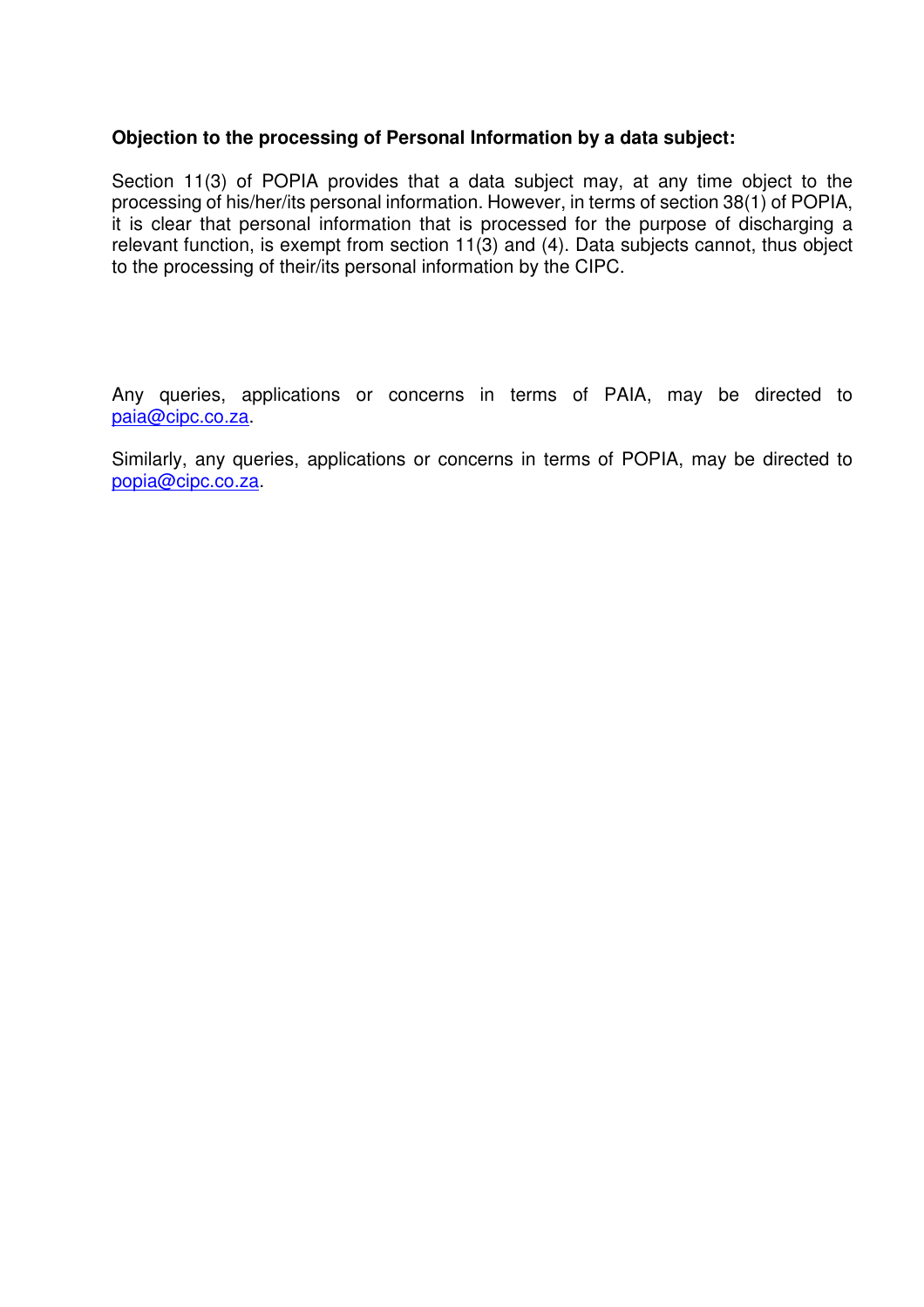**Objection to the processing of Personal Information by a data subject:**

Section 11(3) of POPIA provides that a data subject may, at any time object to the processing of his/her/its personal information. However, in terms of section 38(1) of POPIA, it is clear that personal information that is processed for the purpose of discharging a relevant function, is exempt from section 11(3) and (4). Data subjects cannot, thus object to the processing of their/its personal information by the CIPC.

Any queries, applications or concerns in terms of PAIA, may be directed to paia@cipc.co.za.

Similarly, any queries, applications or concerns in terms of POPIA, may be directed to popia@cipc.co.za.